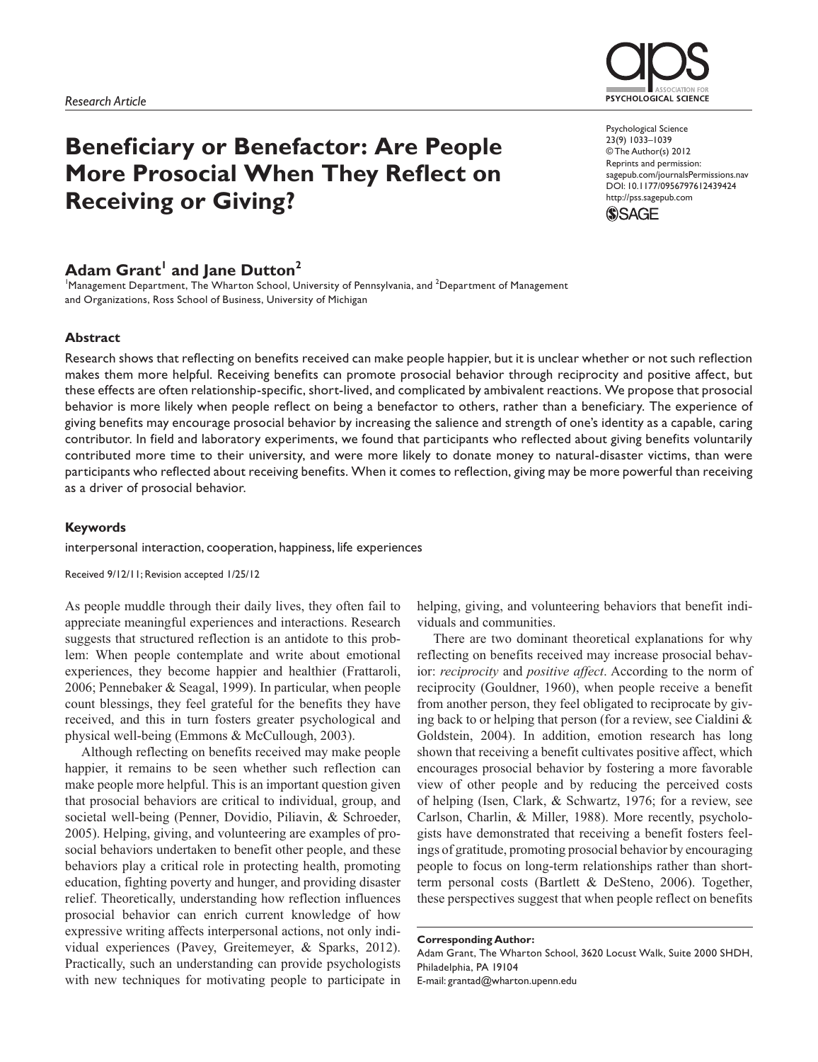*Research Article*

# Beneficiary or Benefactor: Are People More Prosocial When They Reflect on Receiving or Giving?

Psychological Science
23(9) 1033–1039
© The Author(s) 2012
Reprints and permission: sagepub.com/journalsPermissions.nav
DOI: 10.1177/0956797612439424
http://pss.sagepub.com

**Adam Grant[1] and Jane Dutton[2]**

[1]Management Department, The Wharton School, University of Pennsylvania, and [2]Department of Management and Organizations, Ross School of Business, University of Michigan

### Abstract

Research shows that reflecting on benefits received can make people happier, but it is unclear whether or not such reflection makes them more helpful. Receiving benefits can promote prosocial behavior through reciprocity and positive affect, but these effects are often relationship-specific, short-lived, and complicated by ambivalent reactions. We propose that prosocial behavior is more likely when people reflect on being a benefactor to others, rather than a beneficiary. The experience of giving benefits may encourage prosocial behavior by increasing the salience and strength of one's identity as a capable, caring contributor. In field and laboratory experiments, we found that participants who reflected about giving benefits voluntarily contributed more time to their university, and were more likely to donate money to natural-disaster victims, than were participants who reflected about receiving benefits. When it comes to reflection, giving may be more powerful than receiving as a driver of prosocial behavior.

### Keywords

interpersonal interaction, cooperation, happiness, life experiences

Received 9/12/11; Revision accepted 1/25/12

As people muddle through their daily lives, they often fail to appreciate meaningful experiences and interactions. Research suggests that structured reflection is an antidote to this problem: When people contemplate and write about emotional experiences, they become happier and healthier (Frattaroli, 2006; Pennebaker & Seagal, 1999). In particular, when people count blessings, they feel grateful for the benefits they have received, and this in turn fosters greater psychological and physical well-being (Emmons & McCullough, 2003).

Although reflecting on benefits received may make people happier, it remains to be seen whether such reflection can make people more helpful. This is an important question given that prosocial behaviors are critical to individual, group, and societal well-being (Penner, Dovidio, Piliavin, & Schroeder, 2005). Helping, giving, and volunteering are examples of prosocial behaviors undertaken to benefit other people, and these behaviors play a critical role in protecting health, promoting education, fighting poverty and hunger, and providing disaster relief. Theoretically, understanding how reflection influences prosocial behavior can enrich current knowledge of how expressive writing affects interpersonal actions, not only individual experiences (Pavey, Greitemeyer, & Sparks, 2012). Practically, such an understanding can provide psychologists with new techniques for motivating people to participate in helping, giving, and volunteering behaviors that benefit individuals and communities.

There are two dominant theoretical explanations for why reflecting on benefits received may increase prosocial behavior: *reciprocity* and *positive affect*. According to the norm of reciprocity (Gouldner, 1960), when people receive a benefit from another person, they feel obligated to reciprocate by giving back to or helping that person (for a review, see Cialdini & Goldstein, 2004). In addition, emotion research has long shown that receiving a benefit cultivates positive affect, which encourages prosocial behavior by fostering a more favorable view of other people and by reducing the perceived costs of helping (Isen, Clark, & Schwartz, 1976; for a review, see Carlson, Charlin, & Miller, 1988). More recently, psychologists have demonstrated that receiving a benefit fosters feelings of gratitude, promoting prosocial behavior by encouraging people to focus on long-term relationships rather than short-term personal costs (Bartlett & DeSteno, 2006). Together, these perspectives suggest that when people reflect on benefits

**Corresponding Author:**
Adam Grant, The Wharton School, 3620 Locust Walk, Suite 2000 SHDH, Philadelphia, PA 19104
E-mail: grantad@wharton.upenn.edu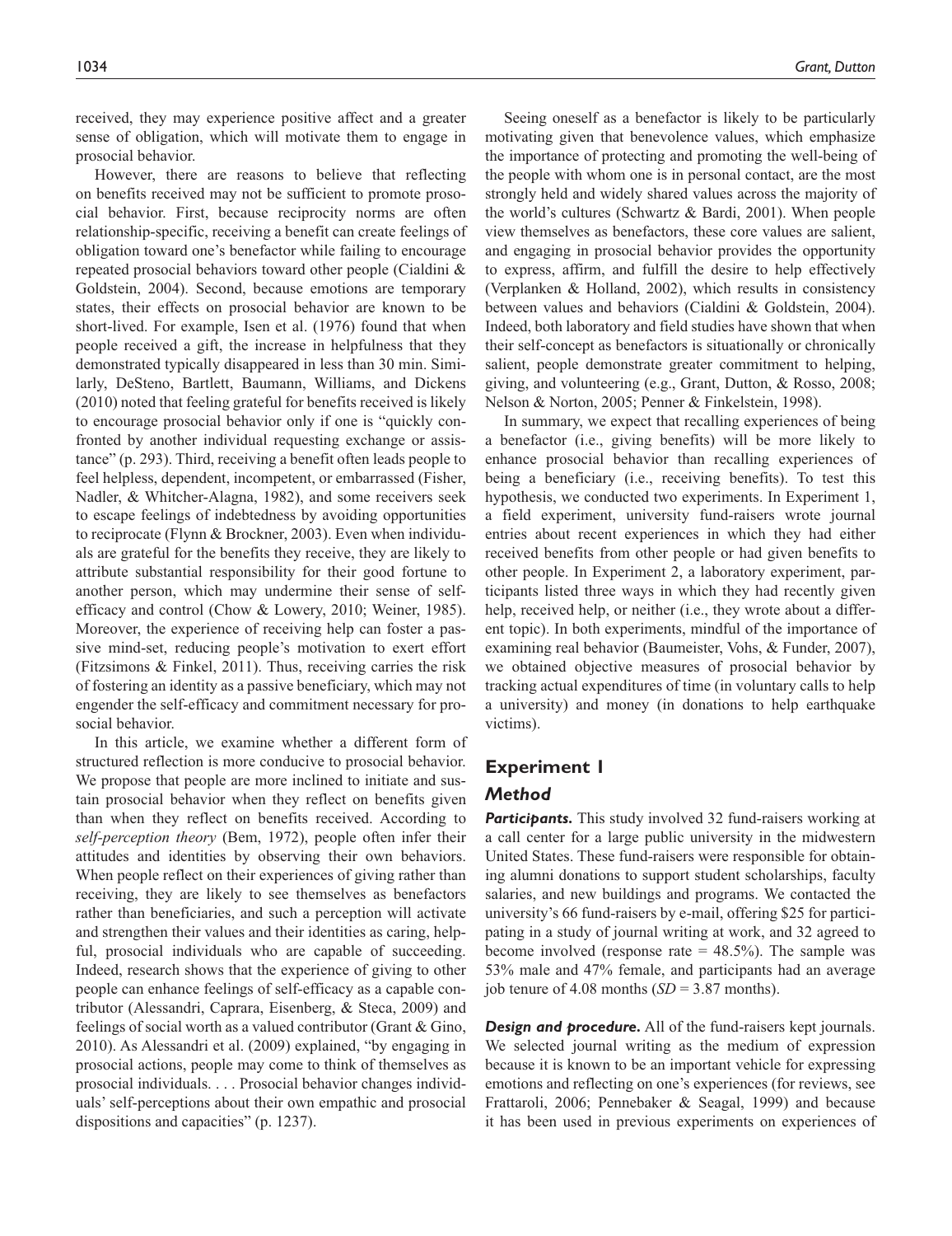received, they may experience positive affect and a greater sense of obligation, which will motivate them to engage in prosocial behavior.

However, there are reasons to believe that reflecting on benefits received may not be sufficient to promote prosocial behavior. First, because reciprocity norms are often relationship-specific, receiving a benefit can create feelings of obligation toward one's benefactor while failing to encourage repeated prosocial behaviors toward other people (Cialdini & Goldstein, 2004). Second, because emotions are temporary states, their effects on prosocial behavior are known to be short-lived. For example, Isen et al. (1976) found that when people received a gift, the increase in helpfulness that they demonstrated typically disappeared in less than 30 min. Similarly, DeSteno, Bartlett, Baumann, Williams, and Dickens (2010) noted that feeling grateful for benefits received is likely to encourage prosocial behavior only if one is "quickly confronted by another individual requesting exchange or assistance" (p. 293). Third, receiving a benefit often leads people to feel helpless, dependent, incompetent, or embarrassed (Fisher, Nadler, & Whitcher-Alagna, 1982), and some receivers seek to escape feelings of indebtedness by avoiding opportunities to reciprocate (Flynn & Brockner, 2003). Even when individuals are grateful for the benefits they receive, they are likely to attribute substantial responsibility for their good fortune to another person, which may undermine their sense of self-efficacy and control (Chow & Lowery, 2010; Weiner, 1985). Moreover, the experience of receiving help can foster a passive mind-set, reducing people's motivation to exert effort (Fitzsimons & Finkel, 2011). Thus, receiving carries the risk of fostering an identity as a passive beneficiary, which may not engender the self-efficacy and commitment necessary for prosocial behavior.

In this article, we examine whether a different form of structured reflection is more conducive to prosocial behavior. We propose that people are more inclined to initiate and sustain prosocial behavior when they reflect on benefits given than when they reflect on benefits received. According to *self-perception theory* (Bem, 1972), people often infer their attitudes and identities by observing their own behaviors. When people reflect on their experiences of giving rather than receiving, they are likely to see themselves as benefactors rather than beneficiaries, and such a perception will activate and strengthen their values and their identities as caring, helpful, prosocial individuals who are capable of succeeding. Indeed, research shows that the experience of giving to other people can enhance feelings of self-efficacy as a capable contributor (Alessandri, Caprara, Eisenberg, & Steca, 2009) and feelings of social worth as a valued contributor (Grant & Gino, 2010). As Alessandri et al. (2009) explained, "by engaging in prosocial actions, people may come to think of themselves as prosocial individuals. . . . Prosocial behavior changes individuals' self-perceptions about their own empathic and prosocial dispositions and capacities" (p. 1237).

Seeing oneself as a benefactor is likely to be particularly motivating given that benevolence values, which emphasize the importance of protecting and promoting the well-being of the people with whom one is in personal contact, are the most strongly held and widely shared values across the majority of the world's cultures (Schwartz & Bardi, 2001). When people view themselves as benefactors, these core values are salient, and engaging in prosocial behavior provides the opportunity to express, affirm, and fulfill the desire to help effectively (Verplanken & Holland, 2002), which results in consistency between values and behaviors (Cialdini & Goldstein, 2004). Indeed, both laboratory and field studies have shown that when their self-concept as benefactors is situationally or chronically salient, people demonstrate greater commitment to helping, giving, and volunteering (e.g., Grant, Dutton, & Rosso, 2008; Nelson & Norton, 2005; Penner & Finkelstein, 1998).

In summary, we expect that recalling experiences of being a benefactor (i.e., giving benefits) will be more likely to enhance prosocial behavior than recalling experiences of being a beneficiary (i.e., receiving benefits). To test this hypothesis, we conducted two experiments. In Experiment 1, a field experiment, university fund-raisers wrote journal entries about recent experiences in which they had either received benefits from other people or had given benefits to other people. In Experiment 2, a laboratory experiment, participants listed three ways in which they had recently given help, received help, or neither (i.e., they wrote about a different topic). In both experiments, mindful of the importance of examining real behavior (Baumeister, Vohs, & Funder, 2007), we obtained objective measures of prosocial behavior by tracking actual expenditures of time (in voluntary calls to help a university) and money (in donations to help earthquake victims).

## Experiment 1

### Method

***Participants.*** This study involved 32 fund-raisers working at a call center for a large public university in the midwestern United States. These fund-raisers were responsible for obtaining alumni donations to support student scholarships, faculty salaries, and new buildings and programs. We contacted the university's 66 fund-raisers by e-mail, offering $25 for participating in a study of journal writing at work, and 32 agreed to become involved (response rate = 48.5%). The sample was 53% male and 47% female, and participants had an average job tenure of 4.08 months ($SD$ = 3.87 months).

***Design and procedure.*** All of the fund-raisers kept journals. We selected journal writing as the medium of expression because it is known to be an important vehicle for expressing emotions and reflecting on one's experiences (for reviews, see Frattaroli, 2006; Pennebaker & Seagal, 1999) and because it has been used in previous experiments on experiences of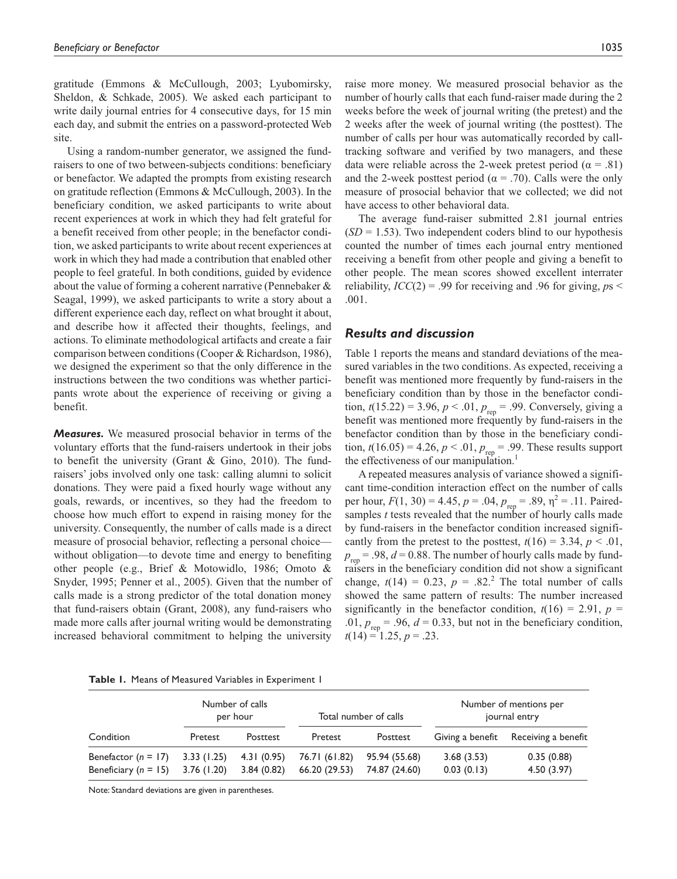gratitude (Emmons & McCullough, 2003; Lyubomirsky, Sheldon, & Schkade, 2005). We asked each participant to write daily journal entries for 4 consecutive days, for 15 min each day, and submit the entries on a password-protected Web site.

Using a random-number generator, we assigned the fund-raisers to one of two between-subjects conditions: beneficiary or benefactor. We adapted the prompts from existing research on gratitude reflection (Emmons & McCullough, 2003). In the beneficiary condition, we asked participants to write about recent experiences at work in which they had felt grateful for a benefit received from other people; in the benefactor condition, we asked participants to write about recent experiences at work in which they had made a contribution that enabled other people to feel grateful. In both conditions, guided by evidence about the value of forming a coherent narrative (Pennebaker & Seagal, 1999), we asked participants to write a story about a different experience each day, reflect on what brought it about, and describe how it affected their thoughts, feelings, and actions. To eliminate methodological artifacts and create a fair comparison between conditions (Cooper & Richardson, 1986), we designed the experiment so that the only difference in the instructions between the two conditions was whether participants wrote about the experience of receiving or giving a benefit.

***Measures.*** We measured prosocial behavior in terms of the voluntary efforts that the fund-raisers undertook in their jobs to benefit the university (Grant & Gino, 2010). The fund-raisers' jobs involved only one task: calling alumni to solicit donations. They were paid a fixed hourly wage without any goals, rewards, or incentives, so they had the freedom to choose how much effort to expend in raising money for the university. Consequently, the number of calls made is a direct measure of prosocial behavior, reflecting a personal choice—without obligation—to devote time and energy to benefiting other people (e.g., Brief & Motowidlo, 1986; Omoto & Snyder, 1995; Penner et al., 2005). Given that the number of calls made is a strong predictor of the total donation money that fund-raisers obtain (Grant, 2008), any fund-raisers who made more calls after journal writing would be demonstrating increased behavioral commitment to helping the university raise more money. We measured prosocial behavior as the number of hourly calls that each fund-raiser made during the 2 weeks before the week of journal writing (the pretest) and the 2 weeks after the week of journal writing (the posttest). The number of calls per hour was automatically recorded by call-tracking software and verified by two managers, and these data were reliable across the 2-week pretest period ($\alpha = .81$) and the 2-week posttest period ($\alpha = .70$). Calls were the only measure of prosocial behavior that we collected; we did not have access to other behavioral data.

The average fund-raiser submitted 2.81 journal entries ($SD = 1.53$). Two independent coders blind to our hypothesis counted the number of times each journal entry mentioned receiving a benefit from other people and giving a benefit to other people. The mean scores showed excellent interrater reliability, $ICC(2) = .99$ for receiving and .96 for giving, $p$s < .001.

### *Results and discussion*

Table 1 reports the means and standard deviations of the measured variables in the two conditions. As expected, receiving a benefit was mentioned more frequently by fund-raisers in the beneficiary condition than by those in the benefactor condition, $t(15.22) = 3.96$, $p < .01$, $p_{rep} = .99$. Conversely, giving a benefit was mentioned more frequently by fund-raisers in the benefactor condition than by those in the beneficiary condition, $t(16.05) = 4.26$, $p < .01$, $p_{rep} = .99$. These results support the effectiveness of our manipulation.[1]

A repeated measures analysis of variance showed a significant time-condition interaction effect on the number of calls per hour, $F(1, 30) = 4.45$, $p = .04$, $p_{rep} = .89$, $\eta^2 = .11$. Paired-samples $t$ tests revealed that the number of hourly calls made by fund-raisers in the benefactor condition increased significantly from the pretest to the posttest, $t(16) = 3.34$, $p < .01$, $p_{rep} = .98$, $d = 0.88$. The number of hourly calls made by fund-raisers in the beneficiary condition did not show a significant change, $t(14) = 0.23$, $p = .82$.[2] The total number of calls showed the same pattern of results: The number increased significantly in the benefactor condition, $t(16) = 2.91$, $p = .01$, $p_{rep} = .96$, $d = 0.33$, but not in the beneficiary condition, $t(14) = 1.25$, $p = .23$.

**Table 1.** Means of Measured Variables in Experiment 1

| Condition | Number of calls per hour | | Total number of calls | | Number of mentions per journal entry | |
|---|---|---|---|---|---|---|
| | Pretest | Posttest | Pretest | Posttest | Giving a benefit | Receiving a benefit |
| Benefactor ($n$ = 17) | 3.33 (1.25) | 4.31 (0.95) | 76.71 (61.82) | 95.94 (55.68) | 3.68 (3.53) | 0.35 (0.88) |
| Beneficiary ($n$ = 15) | 3.76 (1.20) | 3.84 (0.82) | 66.20 (29.53) | 74.87 (24.60) | 0.03 (0.13) | 4.50 (3.97) |

Note: Standard deviations are given in parentheses.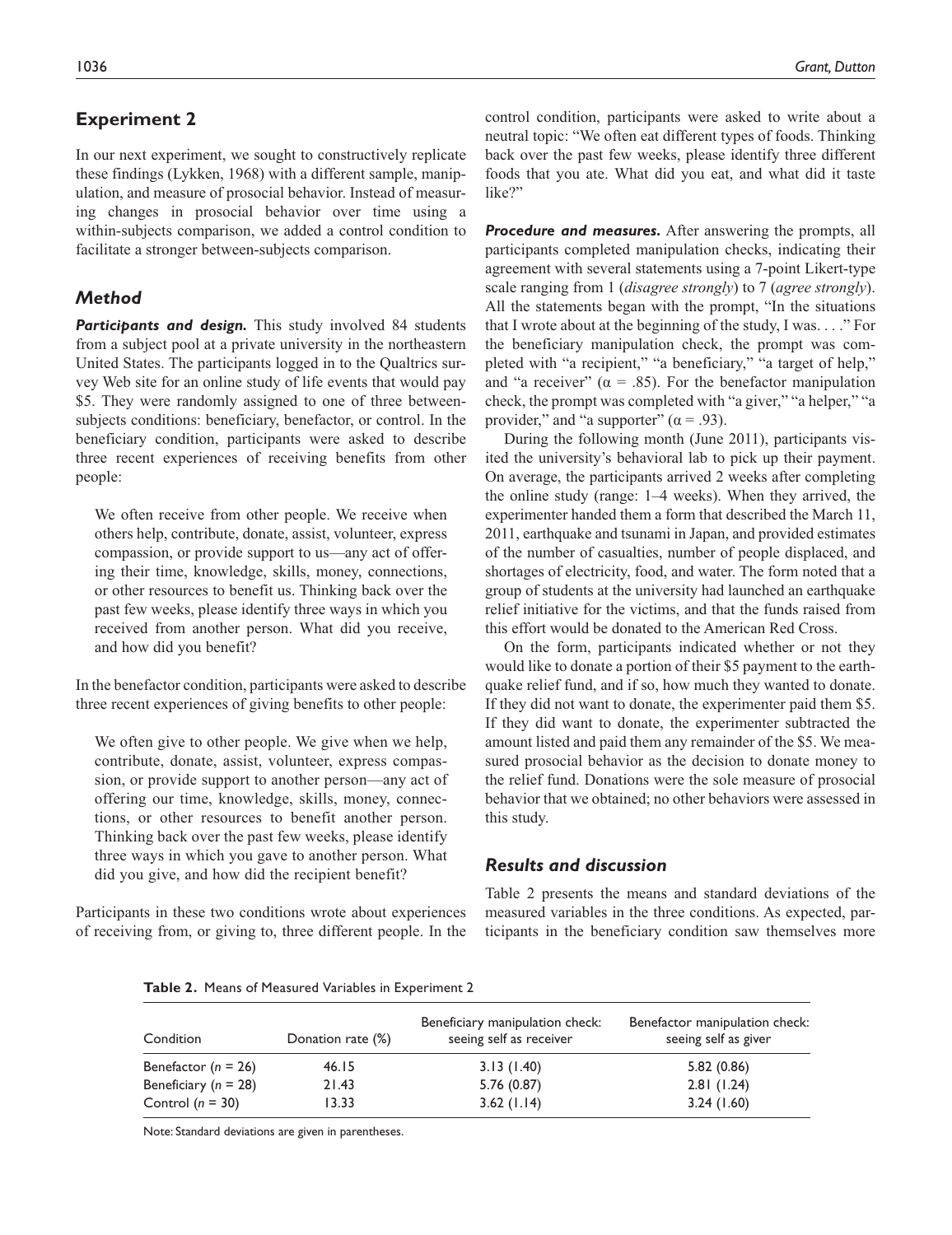## Experiment 2

In our next experiment, we sought to constructively replicate these findings (Lykken, 1968) with a different sample, manipulation, and measure of prosocial behavior. Instead of measuring changes in prosocial behavior over time using a within-subjects comparison, we added a control condition to facilitate a stronger between-subjects comparison.

### Method

***Participants and design.*** This study involved 84 students from a subject pool at a private university in the northeastern United States. The participants logged in to the Qualtrics survey Web site for an online study of life events that would pay \$5. They were randomly assigned to one of three between-subjects conditions: beneficiary, benefactor, or control. In the beneficiary condition, participants were asked to describe three recent experiences of receiving benefits from other people:

> We often receive from other people. We receive when others help, contribute, donate, assist, volunteer, express compassion, or provide support to us—any act of offering their time, knowledge, skills, money, connections, or other resources to benefit us. Thinking back over the past few weeks, please identify three ways in which you received from another person. What did you receive, and how did you benefit?

In the benefactor condition, participants were asked to describe three recent experiences of giving benefits to other people:

> We often give to other people. We give when we help, contribute, donate, assist, volunteer, express compassion, or provide support to another person—any act of offering our time, knowledge, skills, money, connections, or other resources to benefit another person. Thinking back over the past few weeks, please identify three ways in which you gave to another person. What did you give, and how did the recipient benefit?

Participants in these two conditions wrote about experiences of receiving from, or giving to, three different people. In the control condition, participants were asked to write about a neutral topic: "We often eat different types of foods. Thinking back over the past few weeks, please identify three different foods that you ate. What did you eat, and what did it taste like?"

***Procedure and measures.*** After answering the prompts, all participants completed manipulation checks, indicating their agreement with several statements using a 7-point Likert-type scale ranging from 1 (*disagree strongly*) to 7 (*agree strongly*). All the statements began with the prompt, "In the situations that I wrote about at the beginning of the study, I was. . . ." For the beneficiary manipulation check, the prompt was completed with "a recipient," "a beneficiary," "a target of help," and "a receiver" ($\alpha = .85$). For the benefactor manipulation check, the prompt was completed with "a giver," "a helper," "a provider," and "a supporter" ($\alpha = .93$).

During the following month (June 2011), participants visited the university's behavioral lab to pick up their payment. On average, the participants arrived 2 weeks after completing the online study (range: 1–4 weeks). When they arrived, the experimenter handed them a form that described the March 11, 2011, earthquake and tsunami in Japan, and provided estimates of the number of casualties, number of people displaced, and shortages of electricity, food, and water. The form noted that a group of students at the university had launched an earthquake relief initiative for the victims, and that the funds raised from this effort would be donated to the American Red Cross.

On the form, participants indicated whether or not they would like to donate a portion of their \$5 payment to the earthquake relief fund, and if so, how much they wanted to donate. If they did not want to donate, the experimenter paid them \$5. If they did want to donate, the experimenter subtracted the amount listed and paid them any remainder of the \$5. We measured prosocial behavior as the decision to donate money to the relief fund. Donations were the sole measure of prosocial behavior that we obtained; no other behaviors were assessed in this study.

### Results and discussion

Table 2 presents the means and standard deviations of the measured variables in the three conditions. As expected, participants in the beneficiary condition saw themselves more

**Table 2.** Means of Measured Variables in Experiment 2

| Condition | Donation rate (%) | Beneficiary manipulation check: seeing self as receiver | Benefactor manipulation check: seeing self as giver |
|---|---|---|---|
| Benefactor ($n$ = 26) | 46.15 | 3.13 (1.40) | 5.82 (0.86) |
| Beneficiary ($n$ = 28) | 21.43 | 5.76 (0.87) | 2.81 (1.24) |
| Control ($n$ = 30) | 13.33 | 3.62 (1.14) | 3.24 (1.60) |

Note: Standard deviations are given in parentheses.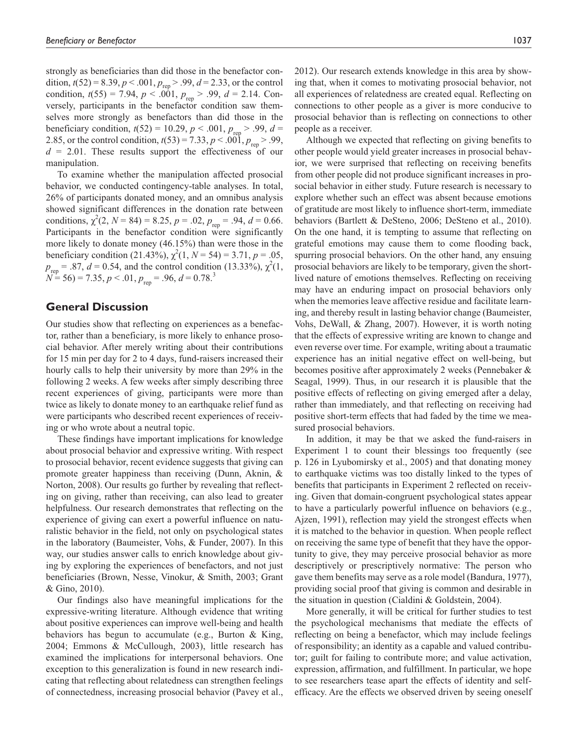strongly as beneficiaries than did those in the benefactor condition, $t(52) = 8.39$, $p < .001$, $p_{rep} > .99$, $d = 2.33$, or the control condition, $t(55) = 7.94$, $p < .001$, $p_{rep} > .99$, $d = 2.14$. Conversely, participants in the benefactor condition saw themselves more strongly as benefactors than did those in the beneficiary condition, $t(52) = 10.29$, $p < .001$, $p_{rep} > .99$, $d = 2.85$, or the control condition, $t(53) = 7.33$, $p < .001$, $p_{rep} > .99$, $d = 2.01$. These results support the effectiveness of our manipulation.

To examine whether the manipulation affected prosocial behavior, we conducted contingency-table analyses. In total, 26% of participants donated money, and an omnibus analysis showed significant differences in the donation rate between conditions, $\chi^2(2, N = 84) = 8.25$, $p = .02$, $p_{rep} = .94$, $d = 0.66$. Participants in the benefactor condition were significantly more likely to donate money (46.15%) than were those in the beneficiary condition (21.43%), $\chi^2(1, N = 54) = 3.71$, $p = .05$, $p_{rep} = .87$, $d = 0.54$, and the control condition (13.33%), $\chi^2(1, N = 56) = 7.35$, $p < .01$, $p_{rep} = .96$, $d = 0.78$.[3]

## General Discussion

Our studies show that reflecting on experiences as a benefactor, rather than a beneficiary, is more likely to enhance prosocial behavior. After merely writing about their contributions for 15 min per day for 2 to 4 days, fund-raisers increased their hourly calls to help their university by more than 29% in the following 2 weeks. A few weeks after simply describing three recent experiences of giving, participants were more than twice as likely to donate money to an earthquake relief fund as were participants who described recent experiences of receiving or who wrote about a neutral topic.

These findings have important implications for knowledge about prosocial behavior and expressive writing. With respect to prosocial behavior, recent evidence suggests that giving can promote greater happiness than receiving (Dunn, Aknin, & Norton, 2008). Our results go further by revealing that reflecting on giving, rather than receiving, can also lead to greater helpfulness. Our research demonstrates that reflecting on the experience of giving can exert a powerful influence on naturalistic behavior in the field, not only on psychological states in the laboratory (Baumeister, Vohs, & Funder, 2007). In this way, our studies answer calls to enrich knowledge about giving by exploring the experiences of benefactors, and not just beneficiaries (Brown, Nesse, Vinokur, & Smith, 2003; Grant & Gino, 2010).

Our findings also have meaningful implications for the expressive-writing literature. Although evidence that writing about positive experiences can improve well-being and health behaviors has begun to accumulate (e.g., Burton & King, 2004; Emmons & McCullough, 2003), little research has examined the implications for interpersonal behaviors. One exception to this generalization is found in new research indicating that reflecting about relatedness can strengthen feelings of connectedness, increasing prosocial behavior (Pavey et al., 2012). Our research extends knowledge in this area by showing that, when it comes to motivating prosocial behavior, not all experiences of relatedness are created equal. Reflecting on connections to other people as a giver is more conducive to prosocial behavior than is reflecting on connections to other people as a receiver.

Although we expected that reflecting on giving benefits to other people would yield greater increases in prosocial behavior, we were surprised that reflecting on receiving benefits from other people did not produce significant increases in prosocial behavior in either study. Future research is necessary to explore whether such an effect was absent because emotions of gratitude are most likely to influence short-term, immediate behaviors (Bartlett & DeSteno, 2006; DeSteno et al., 2010). On the one hand, it is tempting to assume that reflecting on grateful emotions may cause them to come flooding back, spurring prosocial behaviors. On the other hand, any ensuing prosocial behaviors are likely to be temporary, given the short-lived nature of emotions themselves. Reflecting on receiving may have an enduring impact on prosocial behaviors only when the memories leave affective residue and facilitate learning, and thereby result in lasting behavior change (Baumeister, Vohs, DeWall, & Zhang, 2007). However, it is worth noting that the effects of expressive writing are known to change and even reverse over time. For example, writing about a traumatic experience has an initial negative effect on well-being, but becomes positive after approximately 2 weeks (Pennebaker & Seagal, 1999). Thus, in our research it is plausible that the positive effects of reflecting on giving emerged after a delay, rather than immediately, and that reflecting on receiving had positive short-term effects that had faded by the time we measured prosocial behaviors.

In addition, it may be that we asked the fund-raisers in Experiment 1 to count their blessings too frequently (see p. 126 in Lyubomirsky et al., 2005) and that donating money to earthquake victims was too distally linked to the types of benefits that participants in Experiment 2 reflected on receiving. Given that domain-congruent psychological states appear to have a particularly powerful influence on behaviors (e.g., Ajzen, 1991), reflection may yield the strongest effects when it is matched to the behavior in question. When people reflect on receiving the same type of benefit that they have the opportunity to give, they may perceive prosocial behavior as more descriptively or prescriptively normative: The person who gave them benefits may serve as a role model (Bandura, 1977), providing social proof that giving is common and desirable in the situation in question (Cialdini & Goldstein, 2004).

More generally, it will be critical for further studies to test the psychological mechanisms that mediate the effects of reflecting on being a benefactor, which may include feelings of responsibility; an identity as a capable and valued contributor; guilt for failing to contribute more; and value activation, expression, affirmation, and fulfillment. In particular, we hope to see researchers tease apart the effects of identity and self-efficacy. Are the effects we observed driven by seeing oneself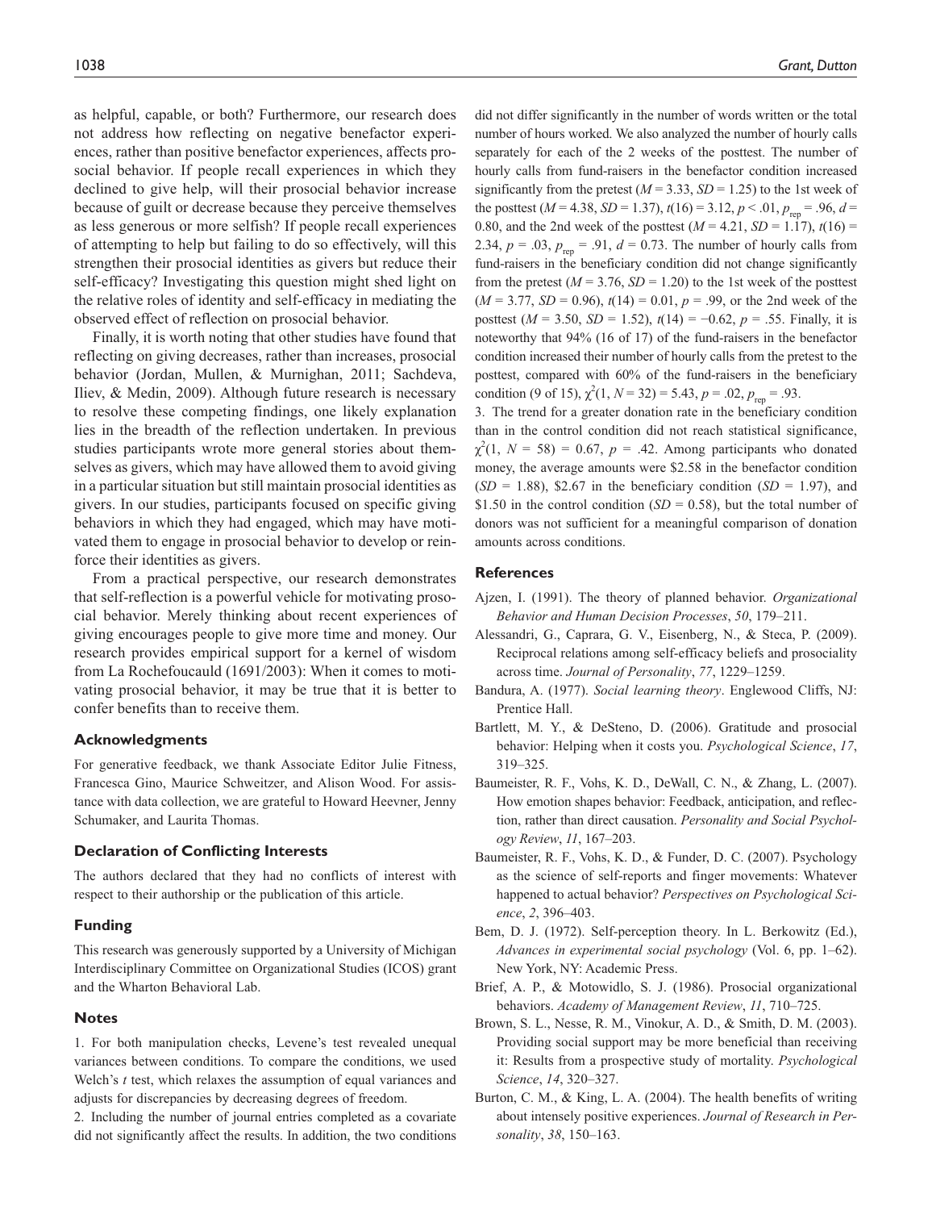as helpful, capable, or both? Furthermore, our research does not address how reflecting on negative benefactor experiences, rather than positive benefactor experiences, affects prosocial behavior. If people recall experiences in which they declined to give help, will their prosocial behavior increase because of guilt or decrease because they perceive themselves as less generous or more selfish? If people recall experiences of attempting to help but failing to do so effectively, will this strengthen their prosocial identities as givers but reduce their self-efficacy? Investigating this question might shed light on the relative roles of identity and self-efficacy in mediating the observed effect of reflection on prosocial behavior.

Finally, it is worth noting that other studies have found that reflecting on giving decreases, rather than increases, prosocial behavior (Jordan, Mullen, & Murnighan, 2011; Sachdeva, Iliev, & Medin, 2009). Although future research is necessary to resolve these competing findings, one likely explanation lies in the breadth of the reflection undertaken. In previous studies participants wrote more general stories about themselves as givers, which may have allowed them to avoid giving in a particular situation but still maintain prosocial identities as givers. In our studies, participants focused on specific giving behaviors in which they had engaged, which may have motivated them to engage in prosocial behavior to develop or reinforce their identities as givers.

From a practical perspective, our research demonstrates that self-reflection is a powerful vehicle for motivating prosocial behavior. Merely thinking about recent experiences of giving encourages people to give more time and money. Our research provides empirical support for a kernel of wisdom from La Rochefoucauld (1691/2003): When it comes to motivating prosocial behavior, it may be true that it is better to confer benefits than to receive them.

### Acknowledgments

For generative feedback, we thank Associate Editor Julie Fitness, Francesca Gino, Maurice Schweitzer, and Alison Wood. For assistance with data collection, we are grateful to Howard Heevner, Jenny Schumaker, and Laurita Thomas.

### Declaration of Conflicting Interests

The authors declared that they had no conflicts of interest with respect to their authorship or the publication of this article.

### Funding

This research was generously supported by a University of Michigan Interdisciplinary Committee on Organizational Studies (ICOS) grant and the Wharton Behavioral Lab.

### Notes

1. For both manipulation checks, Levene's test revealed unequal variances between conditions. To compare the conditions, we used Welch's *t* test, which relaxes the assumption of equal variances and adjusts for discrepancies by decreasing degrees of freedom.

2. Including the number of journal entries completed as a covariate did not significantly affect the results. In addition, the two conditions did not differ significantly in the number of words written or the total number of hours worked. We also analyzed the number of hourly calls separately for each of the 2 weeks of the posttest. The number of hourly calls from fund-raisers in the benefactor condition increased significantly from the pretest ($M = 3.33$, $SD = 1.25$) to the 1st week of the posttest ($M = 4.38$, $SD = 1.37$), $t(16) = 3.12$, $p < .01$, $p_{rep} = .96$, $d = 0.80$, and the 2nd week of the posttest ($M = 4.21$, $SD = 1.17$), $t(16) = 2.34$, $p = .03$, $p_{rep} = .91$, $d = 0.73$. The number of hourly calls from fund-raisers in the beneficiary condition did not change significantly from the pretest ($M = 3.76$, $SD = 1.20$) to the 1st week of the posttest ($M = 3.77$, $SD = 0.96$), $t(14) = 0.01$, $p = .99$, or the 2nd week of the posttest ($M = 3.50$, $SD = 1.52$), $t(14) = -0.62$, $p = .55$. Finally, it is noteworthy that 94% (16 of 17) of the fund-raisers in the benefactor condition increased their number of hourly calls from the pretest to the posttest, compared with 60% of the fund-raisers in the beneficiary condition (9 of 15), $\chi^2(1, N = 32) = 5.43$, $p = .02$, $p_{rep} = .93$.

3. The trend for a greater donation rate in the beneficiary condition than in the control condition did not reach statistical significance, $\chi^2(1, N = 58) = 0.67$, $p = .42$. Among participants who donated money, the average amounts were \$2.58 in the benefactor condition ($SD = 1.88$), \$2.67 in the beneficiary condition ($SD = 1.97$), and \$1.50 in the control condition ($SD = 0.58$), but the total number of donors was not sufficient for a meaningful comparison of donation amounts across conditions.

### References

Ajzen, I. (1991). The theory of planned behavior. *Organizational Behavior and Human Decision Processes*, *50*, 179–211.

Alessandri, G., Caprara, G. V., Eisenberg, N., & Steca, P. (2009). Reciprocal relations among self-efficacy beliefs and prosociality across time. *Journal of Personality*, *77*, 1229–1259.

Bandura, A. (1977). *Social learning theory*. Englewood Cliffs, NJ: Prentice Hall.

Bartlett, M. Y., & DeSteno, D. (2006). Gratitude and prosocial behavior: Helping when it costs you. *Psychological Science*, *17*, 319–325.

Baumeister, R. F., Vohs, K. D., DeWall, C. N., & Zhang, L. (2007). How emotion shapes behavior: Feedback, anticipation, and reflection, rather than direct causation. *Personality and Social Psychology Review*, *11*, 167–203.

Baumeister, R. F., Vohs, K. D., & Funder, D. C. (2007). Psychology as the science of self-reports and finger movements: Whatever happened to actual behavior? *Perspectives on Psychological Science*, *2*, 396–403.

Bem, D. J. (1972). Self-perception theory. In L. Berkowitz (Ed.), *Advances in experimental social psychology* (Vol. 6, pp. 1–62). New York, NY: Academic Press.

Brief, A. P., & Motowidlo, S. J. (1986). Prosocial organizational behaviors. *Academy of Management Review*, *11*, 710–725.

Brown, S. L., Nesse, R. M., Vinokur, A. D., & Smith, D. M. (2003). Providing social support may be more beneficial than receiving it: Results from a prospective study of mortality. *Psychological Science*, *14*, 320–327.

Burton, C. M., & King, L. A. (2004). The health benefits of writing about intensely positive experiences. *Journal of Research in Personality*, *38*, 150–163.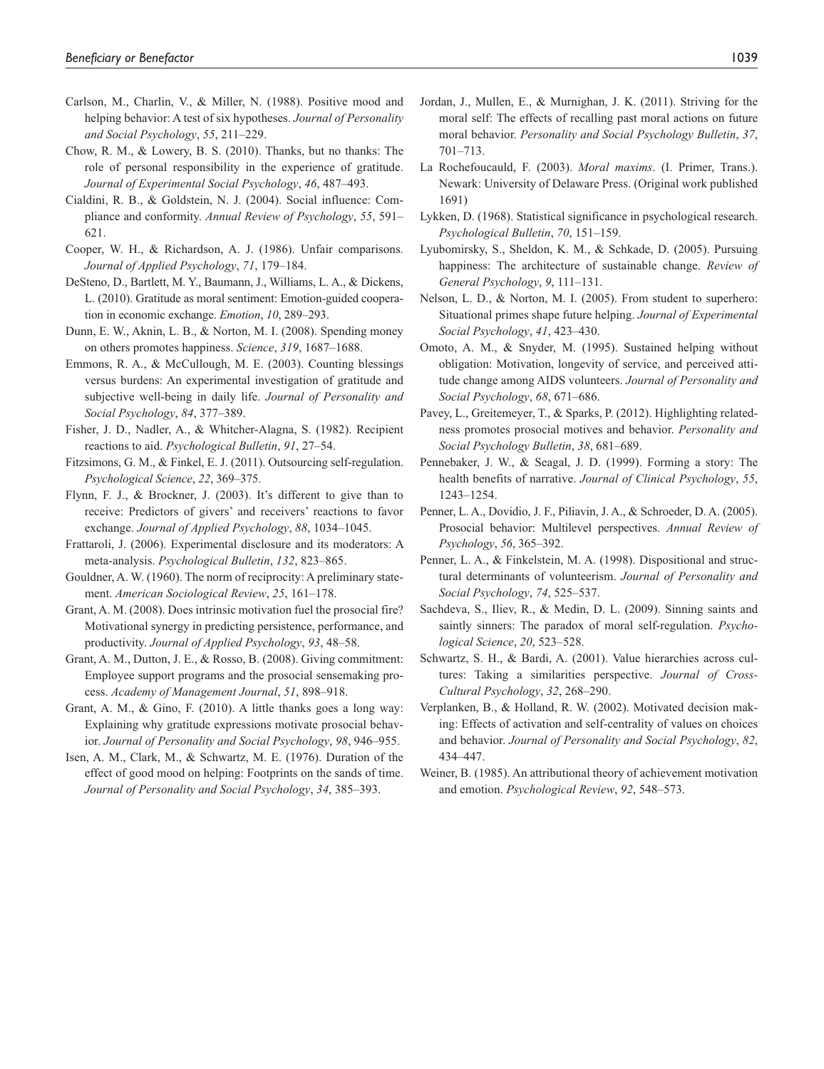Carlson, M., Charlin, V., & Miller, N. (1988). Positive mood and helping behavior: A test of six hypotheses. *Journal of Personality and Social Psychology*, *55*, 211–229.

Chow, R. M., & Lowery, B. S. (2010). Thanks, but no thanks: The role of personal responsibility in the experience of gratitude. *Journal of Experimental Social Psychology*, *46*, 487–493.

Cialdini, R. B., & Goldstein, N. J. (2004). Social influence: Compliance and conformity. *Annual Review of Psychology*, *55*, 591–621.

Cooper, W. H., & Richardson, A. J. (1986). Unfair comparisons. *Journal of Applied Psychology*, *71*, 179–184.

DeSteno, D., Bartlett, M. Y., Baumann, J., Williams, L. A., & Dickens, L. (2010). Gratitude as moral sentiment: Emotion-guided cooperation in economic exchange. *Emotion*, *10*, 289–293.

Dunn, E. W., Aknin, L. B., & Norton, M. I. (2008). Spending money on others promotes happiness. *Science*, *319*, 1687–1688.

Emmons, R. A., & McCullough, M. E. (2003). Counting blessings versus burdens: An experimental investigation of gratitude and subjective well-being in daily life. *Journal of Personality and Social Psychology*, *84*, 377–389.

Fisher, J. D., Nadler, A., & Whitcher-Alagna, S. (1982). Recipient reactions to aid. *Psychological Bulletin*, *91*, 27–54.

Fitzsimons, G. M., & Finkel, E. J. (2011). Outsourcing self-regulation. *Psychological Science*, *22*, 369–375.

Flynn, F. J., & Brockner, J. (2003). It's different to give than to receive: Predictors of givers' and receivers' reactions to favor exchange. *Journal of Applied Psychology*, *88*, 1034–1045.

Frattaroli, J. (2006). Experimental disclosure and its moderators: A meta-analysis. *Psychological Bulletin*, *132*, 823–865.

Gouldner, A. W. (1960). The norm of reciprocity: A preliminary statement. *American Sociological Review*, *25*, 161–178.

Grant, A. M. (2008). Does intrinsic motivation fuel the prosocial fire? Motivational synergy in predicting persistence, performance, and productivity. *Journal of Applied Psychology*, *93*, 48–58.

Grant, A. M., Dutton, J. E., & Rosso, B. (2008). Giving commitment: Employee support programs and the prosocial sensemaking process. *Academy of Management Journal*, *51*, 898–918.

Grant, A. M., & Gino, F. (2010). A little thanks goes a long way: Explaining why gratitude expressions motivate prosocial behavior. *Journal of Personality and Social Psychology*, *98*, 946–955.

Isen, A. M., Clark, M., & Schwartz, M. E. (1976). Duration of the effect of good mood on helping: Footprints on the sands of time. *Journal of Personality and Social Psychology*, *34*, 385–393.

Jordan, J., Mullen, E., & Murnighan, J. K. (2011). Striving for the moral self: The effects of recalling past moral actions on future moral behavior. *Personality and Social Psychology Bulletin*, *37*, 701–713.

La Rochefoucauld, F. (2003). *Moral maxims*. (I. Primer, Trans.). Newark: University of Delaware Press. (Original work published 1691)

Lykken, D. (1968). Statistical significance in psychological research. *Psychological Bulletin*, *70*, 151–159.

Lyubomirsky, S., Sheldon, K. M., & Schkade, D. (2005). Pursuing happiness: The architecture of sustainable change. *Review of General Psychology*, *9*, 111–131.

Nelson, L. D., & Norton, M. I. (2005). From student to superhero: Situational primes shape future helping. *Journal of Experimental Social Psychology*, *41*, 423–430.

Omoto, A. M., & Snyder, M. (1995). Sustained helping without obligation: Motivation, longevity of service, and perceived attitude change among AIDS volunteers. *Journal of Personality and Social Psychology*, *68*, 671–686.

Pavey, L., Greitemeyer, T., & Sparks, P. (2012). Highlighting relatedness promotes prosocial motives and behavior. *Personality and Social Psychology Bulletin*, *38*, 681–689.

Pennebaker, J. W., & Seagal, J. D. (1999). Forming a story: The health benefits of narrative. *Journal of Clinical Psychology*, *55*, 1243–1254.

Penner, L. A., Dovidio, J. F., Piliavin, J. A., & Schroeder, D. A. (2005). Prosocial behavior: Multilevel perspectives. *Annual Review of Psychology*, *56*, 365–392.

Penner, L. A., & Finkelstein, M. A. (1998). Dispositional and structural determinants of volunteerism. *Journal of Personality and Social Psychology*, *74*, 525–537.

Sachdeva, S., Iliev, R., & Medin, D. L. (2009). Sinning saints and saintly sinners: The paradox of moral self-regulation. *Psychological Science*, *20*, 523–528.

Schwartz, S. H., & Bardi, A. (2001). Value hierarchies across cultures: Taking a similarities perspective. *Journal of Cross-Cultural Psychology*, *32*, 268–290.

Verplanken, B., & Holland, R. W. (2002). Motivated decision making: Effects of activation and self-centrality of values on choices and behavior. *Journal of Personality and Social Psychology*, *82*, 434–447.

Weiner, B. (1985). An attributional theory of achievement motivation and emotion. *Psychological Review*, *92*, 548–573.